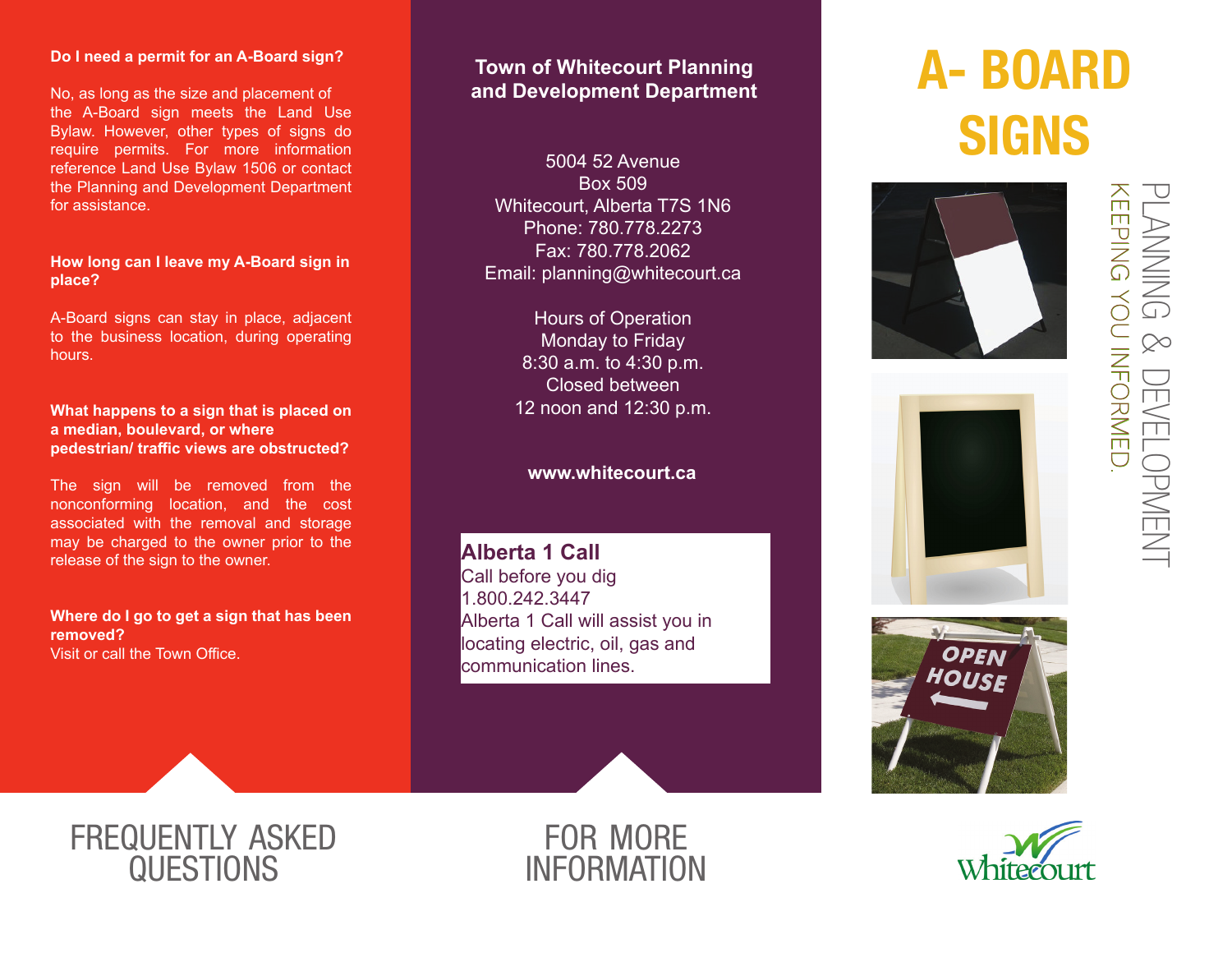# A- BOARD SIGNS

PLANNING & DEVELOPMENT

KEEPING YOU INFORMED.

Whitecourt

## FREQUENTLY ASKED QUESTIONS

**Do I need a permit for an A-Board sign?**

No, as long as the size and placement of the A-Board sign meets the Land Use Bylaw. However, other types of signs do require permits. For more information reference Land Use Bylaw 1506 or contact the Planning and Development Department for assistance.

**How long can I leave my A-Board sign in place?**

A-Board signs can stay in place, adjacent to the business location, during operating hours.

**What happens to a sign that is placed on a median, boulevard, or where pedestrian/ traffic views are obstructed?**

The sign will be removed from the nonconforming location, and the cost associated with the removal and storage may be charged to the owner prior to the release of the sign to the owner.

**Where do I go to get a sign that has been removed?**

Visit or call the Town Office.

## FOR MORE INFORMATION

**Town of Whitecourt Planning and Development Department**

5004 52 Avenue
Box 509
Whitecourt, Alberta T7S 1N6
Phone: 780.778.2273
Fax: 780.778.2062
Email: planning@whitecourt.ca

Hours of Operation
Monday to Friday
8:30 a.m. to 4:30 p.m.
Closed between
12 noon and 12:30 p.m.

**www.whitecourt.ca**

**Alberta 1 Call**
Call before you dig
1.800.242.3447
Alberta 1 Call will assist you in locating electric, oil, gas and communication lines.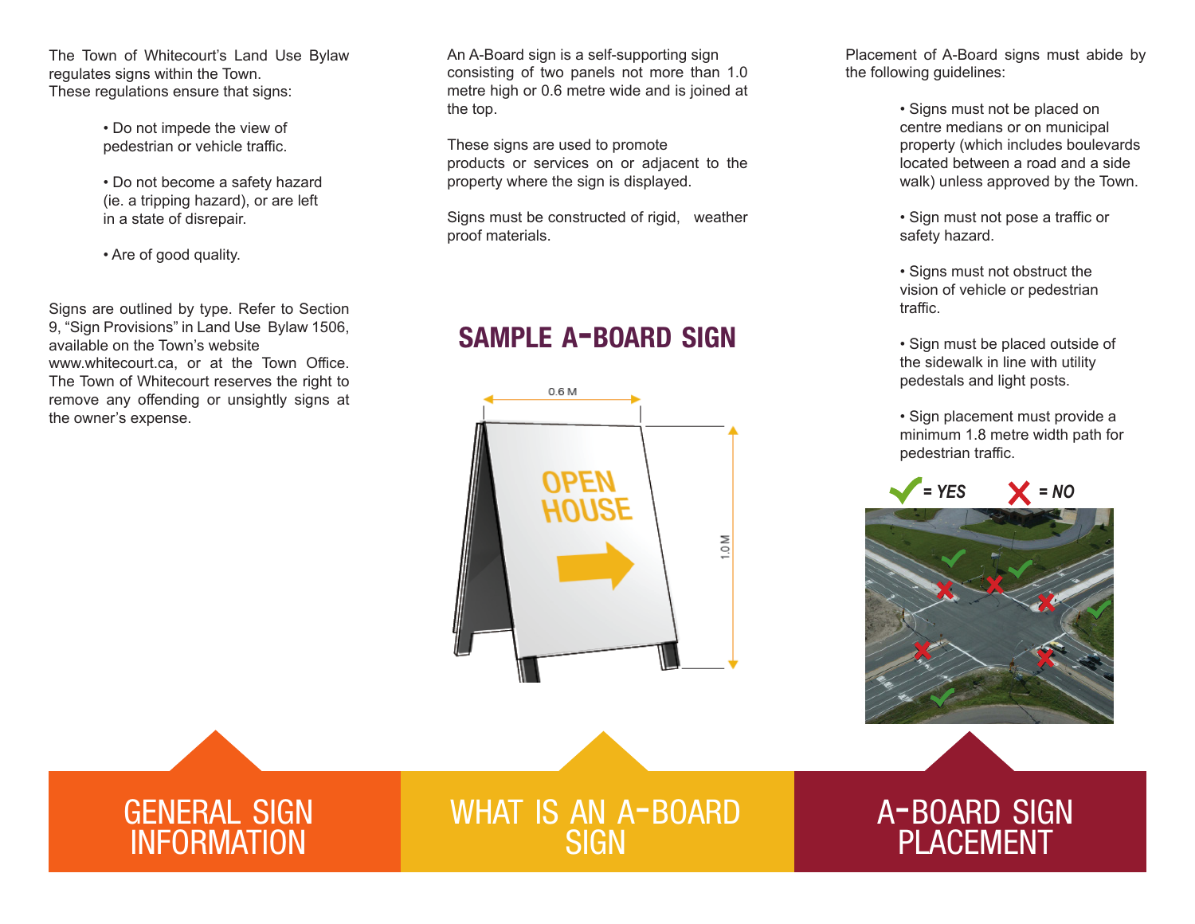## GENERAL SIGN INFORMATION

The Town of Whitecourt's Land Use Bylaw regulates signs within the Town. These regulations ensure that signs:

- Do not impede the view of pedestrian or vehicle traffic.
- Do not become a safety hazard (ie. a tripping hazard), or are left in a state of disrepair.
- Are of good quality.

Signs are outlined by type. Refer to Section 9, "Sign Provisions" in Land Use Bylaw 1506, available on the Town's website www.whitecourt.ca, or at the Town Office. The Town of Whitecourt reserves the right to remove any offending or unsightly signs at the owner's expense.

## WHAT IS AN A-BOARD SIGN

An A-Board sign is a self-supporting sign consisting of two panels not more than 1.0 metre high or 0.6 metre wide and is joined at the top.

These signs are used to promote products or services on or adjacent to the property where the sign is displayed.

Signs must be constructed of rigid, weather proof materials.

### SAMPLE A-BOARD SIGN

0.6 M

1.0 M

OPEN HOUSE

## A-BOARD SIGN PLACEMENT

Placement of A-Board signs must abide by the following guidelines:

- Signs must not be placed on centre medians or on municipal property (which includes boulevards located between a road and a side walk) unless approved by the Town.
- Sign must not pose a traffic or safety hazard.
- Signs must not obstruct the vision of vehicle or pedestrian traffic.
- Sign must be placed outside of the sidewalk in line with utility pedestals and light posts.
- Sign placement must provide a minimum 1.8 metre width path for pedestrian traffic.

✓ = *YES* ✗ = *NO*